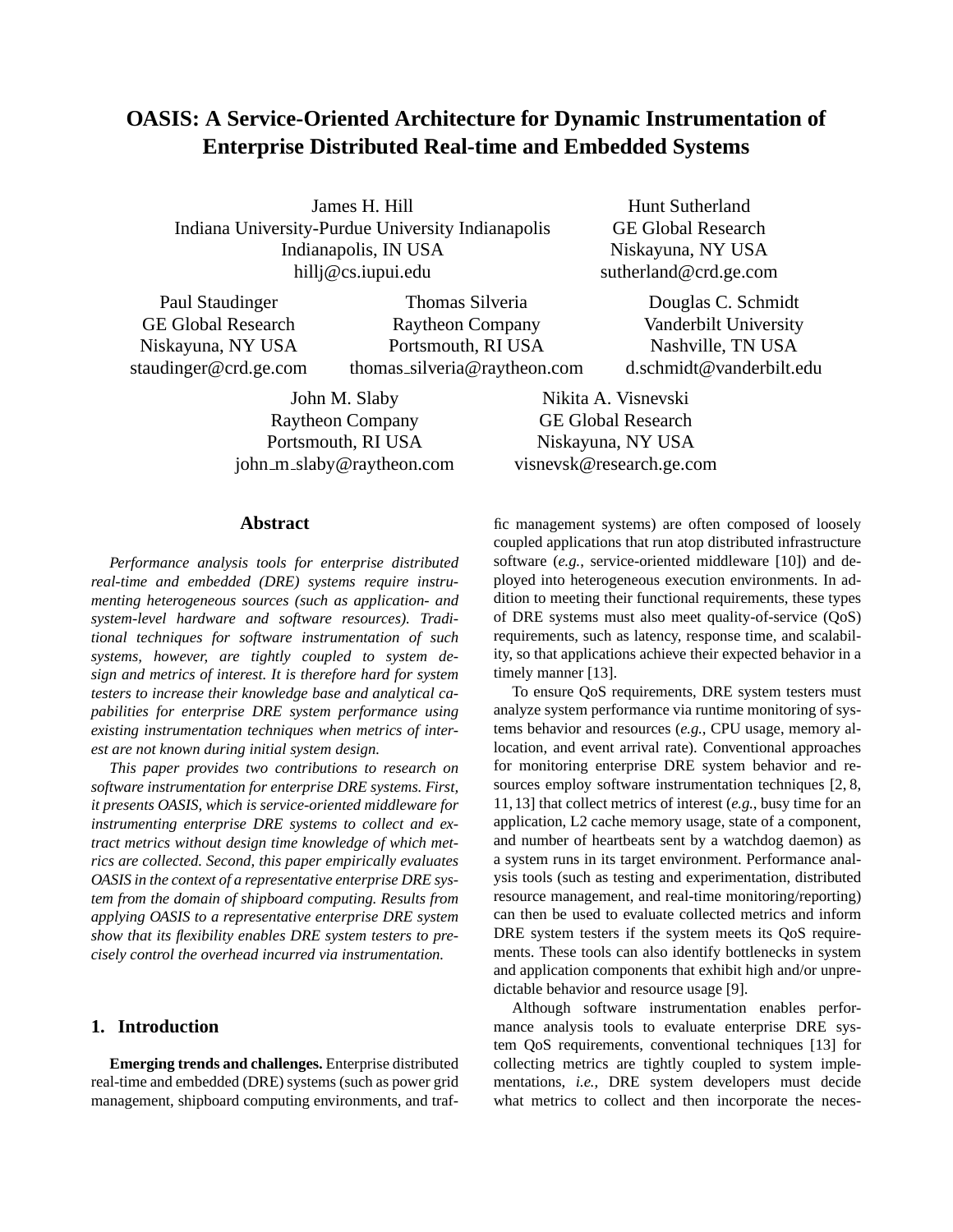# OASIS: A Service-Oriented Architecture for Dynamic Instrumentation of Enterprise Distributed Real-time and Embedded Systems

James H. Hill
Indiana University-Purdue University Indianapolis
Indianapolis, IN USA
hillj@cs.iupui.edu

Hunt Sutherland
GE Global Research
Niskayuna, NY USA
sutherland@crd.ge.com

Paul Staudinger
GE Global Research
Niskayuna, NY USA
staudinger@crd.ge.com

Thomas Silveria
Raytheon Company
Portsmouth, RI USA
thomas_silveria@raytheon.com

Douglas C. Schmidt
Vanderbilt University
Nashville, TN USA
d.schmidt@vanderbilt.edu

John M. Slaby
Raytheon Company
Portsmouth, RI USA
john_m_slaby@raytheon.com

Nikita A. Visnevski
GE Global Research
Niskayuna, NY USA
visnevsk@research.ge.com

## Abstract

*Performance analysis tools for enterprise distributed real-time and embedded (DRE) systems require instrumenting heterogeneous sources (such as application- and system-level hardware and software resources). Traditional techniques for software instrumentation of such systems, however, are tightly coupled to system design and metrics of interest. It is therefore hard for system testers to increase their knowledge base and analytical capabilities for enterprise DRE system performance using existing instrumentation techniques when metrics of interest are not known during initial system design.*

*This paper provides two contributions to research on software instrumentation for enterprise DRE systems. First, it presents OASIS, which is service-oriented middleware for instrumenting enterprise DRE systems to collect and extract metrics without design time knowledge of which metrics are collected. Second, this paper empirically evaluates OASIS in the context of a representative enterprise DRE system from the domain of shipboard computing. Results from applying OASIS to a representative enterprise DRE system show that its flexibility enables DRE system testers to precisely control the overhead incurred via instrumentation.*

## 1. Introduction

**Emerging trends and challenges.** Enterprise distributed real-time and embedded (DRE) systems (such as power grid management, shipboard computing environments, and traffic management systems) are often composed of loosely coupled applications that run atop distributed infrastructure software (*e.g.*, service-oriented middleware [10]) and deployed into heterogeneous execution environments. In addition to meeting their functional requirements, these types of DRE systems must also meet quality-of-service (QoS) requirements, such as latency, response time, and scalability, so that applications achieve their expected behavior in a timely manner [13].

To ensure QoS requirements, DRE system testers must analyze system performance via runtime monitoring of systems behavior and resources (*e.g.*, CPU usage, memory allocation, and event arrival rate). Conventional approaches for monitoring enterprise DRE system behavior and resources employ software instrumentation techniques [2, 8, 11, 13] that collect metrics of interest (*e.g.*, busy time for an application, L2 cache memory usage, state of a component, and number of heartbeats sent by a watchdog daemon) as a system runs in its target environment. Performance analysis tools (such as testing and experimentation, distributed resource management, and real-time monitoring/reporting) can then be used to evaluate collected metrics and inform DRE system testers if the system meets its QoS requirements. These tools can also identify bottlenecks in system and application components that exhibit high and/or unpredictable behavior and resource usage [9].

Although software instrumentation enables performance analysis tools to evaluate enterprise DRE system QoS requirements, conventional techniques [13] for collecting metrics are tightly coupled to system implementations, *i.e.*, DRE system developers must decide what metrics to collect and then incorporate the neces-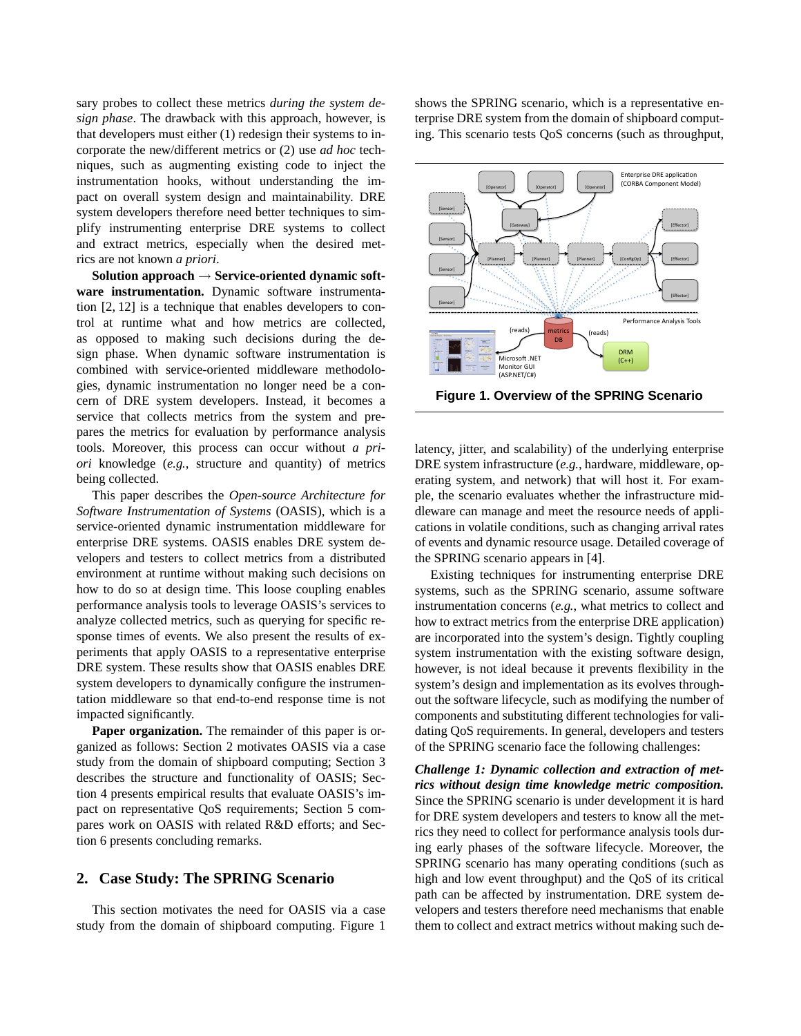sary probes to collect these metrics *during the system design phase*. The drawback with this approach, however, is that developers must either (1) redesign their systems to incorporate the new/different metrics or (2) use *ad hoc* techniques, such as augmenting existing code to inject the instrumentation hooks, without understanding the impact on overall system design and maintainability. DRE system developers therefore need better techniques to simplify instrumenting enterprise DRE systems to collect and extract metrics, especially when the desired metrics are not known *a priori*.

**Solution approach → Service-oriented dynamic software instrumentation.** Dynamic software instrumentation [2, 12] is a technique that enables developers to control at runtime what and how metrics are collected, as opposed to making such decisions during the design phase. When dynamic software instrumentation is combined with service-oriented middleware methodologies, dynamic instrumentation no longer need be a concern of DRE system developers. Instead, it becomes a service that collects metrics from the system and prepares the metrics for evaluation by performance analysis tools. Moreover, this process can occur without *a priori* knowledge (*e.g.*, structure and quantity) of metrics being collected.

This paper describes the *Open-source Architecture for Software Instrumentation of Systems* (OASIS), which is a service-oriented dynamic instrumentation middleware for enterprise DRE systems. OASIS enables DRE system developers and testers to collect metrics from a distributed environment at runtime without making such decisions on how to do so at design time. This loose coupling enables performance analysis tools to leverage OASIS's services to analyze collected metrics, such as querying for specific response times of events. We also present the results of experiments that apply OASIS to a representative enterprise DRE system. These results show that OASIS enables DRE system developers to dynamically configure the instrumentation middleware so that end-to-end response time is not impacted significantly.

**Paper organization.** The remainder of this paper is organized as follows: Section 2 motivates OASIS via a case study from the domain of shipboard computing; Section 3 describes the structure and functionality of OASIS; Section 4 presents empirical results that evaluate OASIS's impact on representative QoS requirements; Section 5 compares work on OASIS with related R&D efforts; and Section 6 presents concluding remarks.

## 2. Case Study: The SPRING Scenario

This section motivates the need for OASIS via a case study from the domain of shipboard computing. Figure 1 shows the SPRING scenario, which is a representative enterprise DRE system from the domain of shipboard computing. This scenario tests QoS concerns (such as throughput, latency, jitter, and scalability) of the underlying enterprise DRE system infrastructure (*e.g.*, hardware, middleware, operating system, and network) that will host it. For example, the scenario evaluates whether the infrastructure middleware can manage and meet the resource needs of applications in volatile conditions, such as changing arrival rates of events and dynamic resource usage. Detailed coverage of the SPRING scenario appears in [4].

**Figure 1. Overview of the SPRING Scenario**

Existing techniques for instrumenting enterprise DRE systems, such as the SPRING scenario, assume software instrumentation concerns (*e.g.*, what metrics to collect and how to extract metrics from the enterprise DRE application) are incorporated into the system's design. Tightly coupling system instrumentation with the existing software design, however, is not ideal because it prevents flexibility in the system's design and implementation as its evolves throughout the software lifecycle, such as modifying the number of components and substituting different technologies for validating QoS requirements. In general, developers and testers of the SPRING scenario face the following challenges:

***Challenge 1: Dynamic collection and extraction of metrics without design time knowledge metric composition.*** Since the SPRING scenario is under development it is hard for DRE system developers and testers to know all the metrics they need to collect for performance analysis tools during early phases of the software lifecycle. Moreover, the SPRING scenario has many operating conditions (such as high and low event throughput) and the QoS of its critical path can be affected by instrumentation. DRE system developers and testers therefore need mechanisms that enable them to collect and extract metrics without making such de-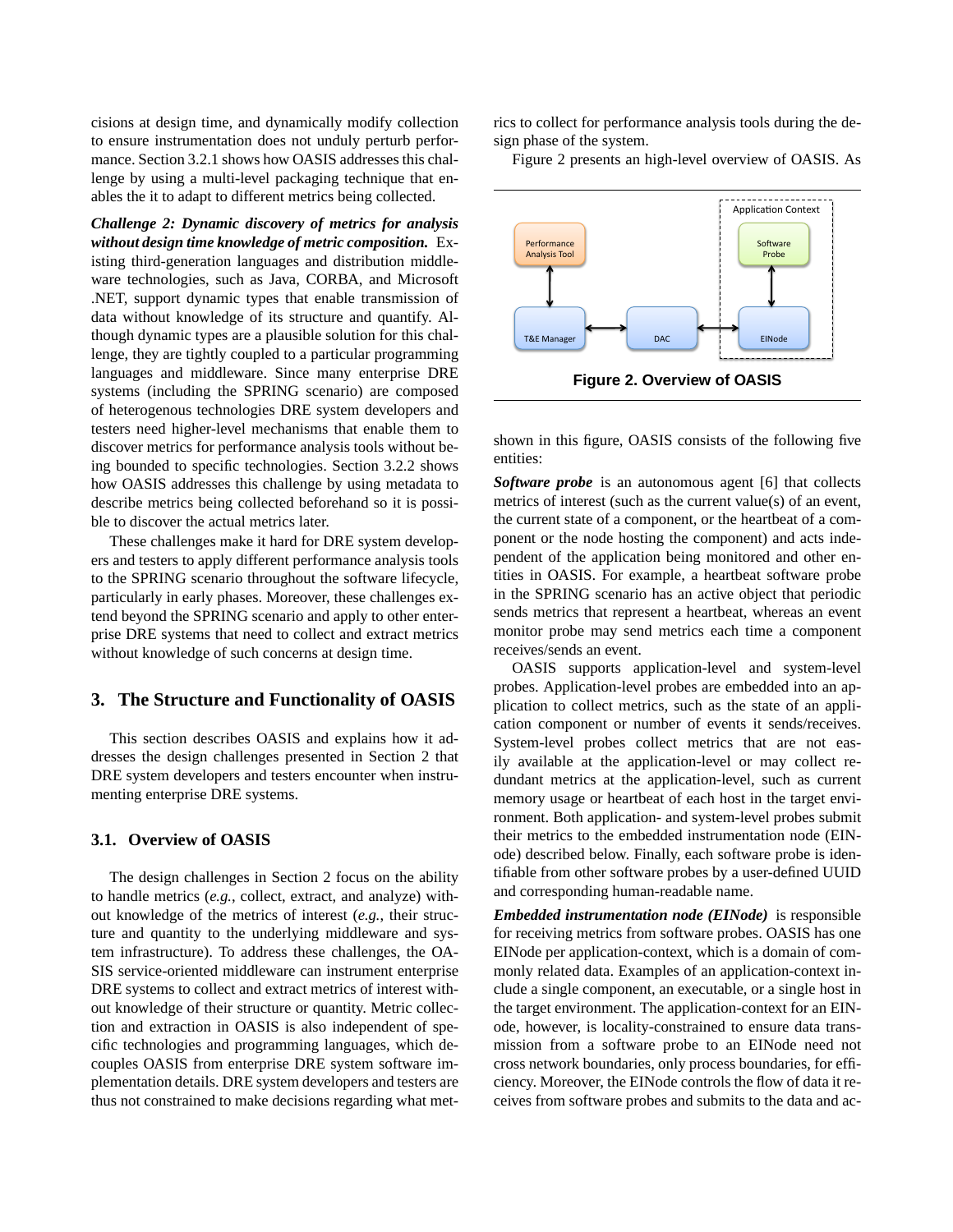cisions at design time, and dynamically modify collection to ensure instrumentation does not unduly perturb performance. Section 3.2.1 shows how OASIS addresses this challenge by using a multi-level packaging technique that enables the it to adapt to different metrics being collected.

***Challenge 2: Dynamic discovery of metrics for analysis without design time knowledge of metric composition.*** Existing third-generation languages and distribution middleware technologies, such as Java, CORBA, and Microsoft .NET, support dynamic types that enable transmission of data without knowledge of its structure and quantify. Although dynamic types are a plausible solution for this challenge, they are tightly coupled to a particular programming languages and middleware. Since many enterprise DRE systems (including the SPRING scenario) are composed of heterogenous technologies DRE system developers and testers need higher-level mechanisms that enable them to discover metrics for performance analysis tools without being bounded to specific technologies. Section 3.2.2 shows how OASIS addresses this challenge by using metadata to describe metrics being collected beforehand so it is possible to discover the actual metrics later.

These challenges make it hard for DRE system developers and testers to apply different performance analysis tools to the SPRING scenario throughout the software lifecycle, particularly in early phases. Moreover, these challenges extend beyond the SPRING scenario and apply to other enterprise DRE systems that need to collect and extract metrics without knowledge of such concerns at design time.

## 3. The Structure and Functionality of OASIS

This section describes OASIS and explains how it addresses the design challenges presented in Section 2 that DRE system developers and testers encounter when instrumenting enterprise DRE systems.

### 3.1. Overview of OASIS

The design challenges in Section 2 focus on the ability to handle metrics (*e.g.*, collect, extract, and analyze) without knowledge of the metrics of interest (*e.g.*, their structure and quantity to the underlying middleware and system infrastructure). To address these challenges, the OASIS service-oriented middleware can instrument enterprise DRE systems to collect and extract metrics of interest without knowledge of their structure or quantity. Metric collection and extraction in OASIS is also independent of specific technologies and programming languages, which decouples OASIS from enterprise DRE system software implementation details. DRE system developers and testers are thus not constrained to make decisions regarding what metrics to collect for performance analysis tools during the design phase of the system.

Figure 2 presents an high-level overview of OASIS. As

Application Context

Performance Analysis Tool

Software Probe

T&E Manager

DAC

EINode

**Figure 2. Overview of OASIS**

shown in this figure, OASIS consists of the following five entities:

***Software probe*** is an autonomous agent [6] that collects metrics of interest (such as the current value(s) of an event, the current state of a component, or the heartbeat of a component or the node hosting the component) and acts independent of the application being monitored and other entities in OASIS. For example, a heartbeat software probe in the SPRING scenario has an active object that periodic sends metrics that represent a heartbeat, whereas an event monitor probe may send metrics each time a component receives/sends an event.

OASIS supports application-level and system-level probes. Application-level probes are embedded into an application to collect metrics, such as the state of an application component or number of events it sends/receives. System-level probes collect metrics that are not easily available at the application-level or may collect redundant metrics at the application-level, such as current memory usage or heartbeat of each host in the target environment. Both application- and system-level probes submit their metrics to the embedded instrumentation node (EINode) described below. Finally, each software probe is identifiable from other software probes by a user-defined UUID and corresponding human-readable name.

***Embedded instrumentation node (EINode)*** is responsible for receiving metrics from software probes. OASIS has one EINode per application-context, which is a domain of commonly related data. Examples of an application-context include a single component, an executable, or a single host in the target environment. The application-context for an EINode, however, is locality-constrained to ensure data transmission from a software probe to an EINode need not cross network boundaries, only process boundaries, for efficiency. Moreover, the EINode controls the flow of data it receives from software probes and submits to the data and ac-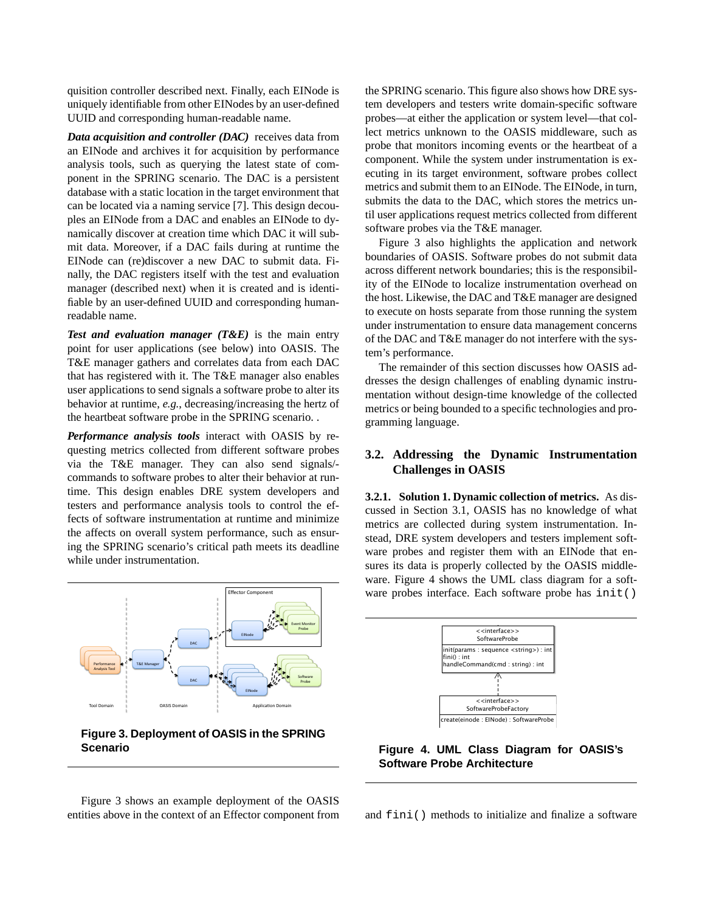quisition controller described next. Finally, each EINode is uniquely identifiable from other EINodes by an user-defined UUID and corresponding human-readable name.

***Data acquisition and controller (DAC)*** receives data from an EINode and archives it for acquisition by performance analysis tools, such as querying the latest state of component in the SPRING scenario. The DAC is a persistent database with a static location in the target environment that can be located via a naming service [7]. This design decouples an EINode from a DAC and enables an EINode to dynamically discover at creation time which DAC it will submit data. Moreover, if a DAC fails during at runtime the EINode can (re)discover a new DAC to submit data. Finally, the DAC registers itself with the test and evaluation manager (described next) when it is created and is identifiable by an user-defined UUID and corresponding human-readable name.

***Test and evaluation manager (T&E)*** is the main entry point for user applications (see below) into OASIS. The T&E manager gathers and correlates data from each DAC that has registered with it. The T&E manager also enables user applications to send signals a software probe to alter its behavior at runtime, *e.g.*, decreasing/increasing the hertz of the heartbeat software probe in the SPRING scenario. .

***Performance analysis tools*** interact with OASIS by requesting metrics collected from different software probes via the T&E manager. They can also send signals/-commands to software probes to alter their behavior at runtime. This design enables DRE system developers and testers and performance analysis tools to control the effects of software instrumentation at runtime and minimize the affects on overall system performance, such as ensuring the SPRING scenario's critical path meets its deadline while under instrumentation.

**Figure 3. Deployment of OASIS in the SPRING Scenario**

Figure 3 shows an example deployment of the OASIS entities above in the context of an Effector component from the SPRING scenario. This figure also shows how DRE system developers and testers write domain-specific software probes—at either the application or system level—that collect metrics unknown to the OASIS middleware, such as probe that monitors incoming events or the heartbeat of a component. While the system under instrumentation is executing in its target environment, software probes collect metrics and submit them to an EINode. The EINode, in turn, submits the data to the DAC, which stores the metrics until user applications request metrics collected from different software probes via the T&E manager.

Figure 3 also highlights the application and network boundaries of OASIS. Software probes do not submit data across different network boundaries; this is the responsibility of the EINode to localize instrumentation overhead on the host. Likewise, the DAC and T&E manager are designed to execute on hosts separate from those running the system under instrumentation to ensure data management concerns of the DAC and T&E manager do not interfere with the system's performance.

The remainder of this section discusses how OASIS addresses the design challenges of enabling dynamic instrumentation without design-time knowledge of the collected metrics or being bounded to a specific technologies and programming language.

## 3.2. Addressing the Dynamic Instrumentation Challenges in OASIS

**3.2.1. Solution 1. Dynamic collection of metrics.** As discussed in Section 3.1, OASIS has no knowledge of what metrics are collected during system instrumentation. Instead, DRE system developers and testers implement software probes and register them with an EINode that ensures its data is properly collected by the OASIS middleware. Figure 4 shows the UML class diagram for a software probes interface. Each software probe has `init()`

**Figure 4. UML Class Diagram for OASIS's Software Probe Architecture**

and `fini()` methods to initialize and finalize a software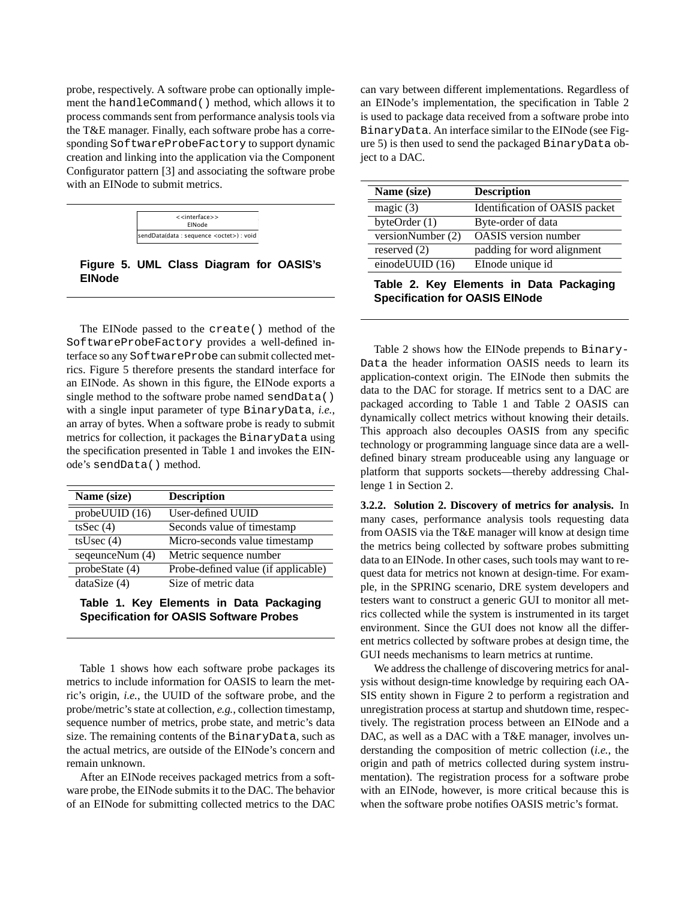probe, respectively. A software probe can optionally implement the `handleCommand()` method, which allows it to process commands sent from performance analysis tools via the T&E manager. Finally, each software probe has a corresponding `SoftwareProbeFactory` to support dynamic creation and linking into the application via the Component Configurator pattern [3] and associating the software probe with an EINode to submit metrics.

| <<interface>> EINode |
| --- |
| sendData(data : sequence <octet>) : void |

**Figure 5. UML Class Diagram for OASIS's EINode**

The EINode passed to the `create()` method of the `SoftwareProbeFactory` provides a well-defined interface so any `SoftwareProbe` can submit collected metrics. Figure 5 therefore presents the standard interface for an EINode. As shown in this figure, the EINode exports a single method to the software probe named `sendData()` with a single input parameter of type `BinaryData`, *i.e.*, an array of bytes. When a software probe is ready to submit metrics for collection, it packages the `BinaryData` using the specification presented in Table 1 and invokes the EINode's `sendData()` method.

| Name (size) | Description |
| --- | --- |
| probeUUID (16) | User-defined UUID |
| tsSec (4) | Seconds value of timestamp |
| tsUsec (4) | Micro-seconds value timestamp |
| seqeunceNum (4) | Metric sequence number |
| probeState (4) | Probe-defined value (if applicable) |
| dataSize (4) | Size of metric data |

**Table 1. Key Elements in Data Packaging Specification for OASIS Software Probes**

Table 1 shows how each software probe packages its metrics to include information for OASIS to learn the metric's origin, *i.e.*, the UUID of the software probe, and the probe/metric's state at collection, *e.g.*, collection timestamp, sequence number of metrics, probe state, and metric's data size. The remaining contents of the `BinaryData`, such as the actual metrics, are outside of the EINode's concern and remain unknown.

After an EINode receives packaged metrics from a software probe, the EINode submits it to the DAC. The behavior of an EINode for submitting collected metrics to the DAC can vary between different implementations. Regardless of an EINode's implementation, the specification in Table 2 is used to package data received from a software probe into `BinaryData`. An interface similar to the EINode (see Figure 5) is then used to send the packaged `BinaryData` object to a DAC.

| Name (size) | Description |
| --- | --- |
| magic (3) | Identification of OASIS packet |
| byteOrder (1) | Byte-order of data |
| versionNumber (2) | OASIS version number |
| reserved (2) | padding for word alignment |
| einodeUUID (16) | EInode unique id |

**Table 2. Key Elements in Data Packaging Specification for OASIS EINode**

Table 2 shows how the EINode prepends to `BinaryData` the header information OASIS needs to learn its application-context origin. The EINode then submits the data to the DAC for storage. If metrics sent to a DAC are packaged according to Table 1 and Table 2 OASIS can dynamically collect metrics without knowing their details. This approach also decouples OASIS from any specific technology or programming language since data are a well-defined binary stream produceable using any language or platform that supports sockets—thereby addressing Challenge 1 in Section 2.

**3.2.2. Solution 2. Discovery of metrics for analysis.** In many cases, performance analysis tools requesting data from OASIS via the T&E manager will know at design time the metrics being collected by software probes submitting data to an EINode. In other cases, such tools may want to request data for metrics not known at design-time. For example, in the SPRING scenario, DRE system developers and testers want to construct a generic GUI to monitor all metrics collected while the system is instrumented in its target environment. Since the GUI does not know all the different metrics collected by software probes at design time, the GUI needs mechanisms to learn metrics at runtime.

We address the challenge of discovering metrics for analysis without design-time knowledge by requiring each OASIS entity shown in Figure 2 to perform a registration and unregistration process at startup and shutdown time, respectively. The registration process between an EINode and a DAC, as well as a DAC with a T&E manager, involves understanding the composition of metric collection (*i.e.*, the origin and path of metrics collected during system instrumentation). The registration process for a software probe with an EINode, however, is more critical because this is when the software probe notifies OASIS metric's format.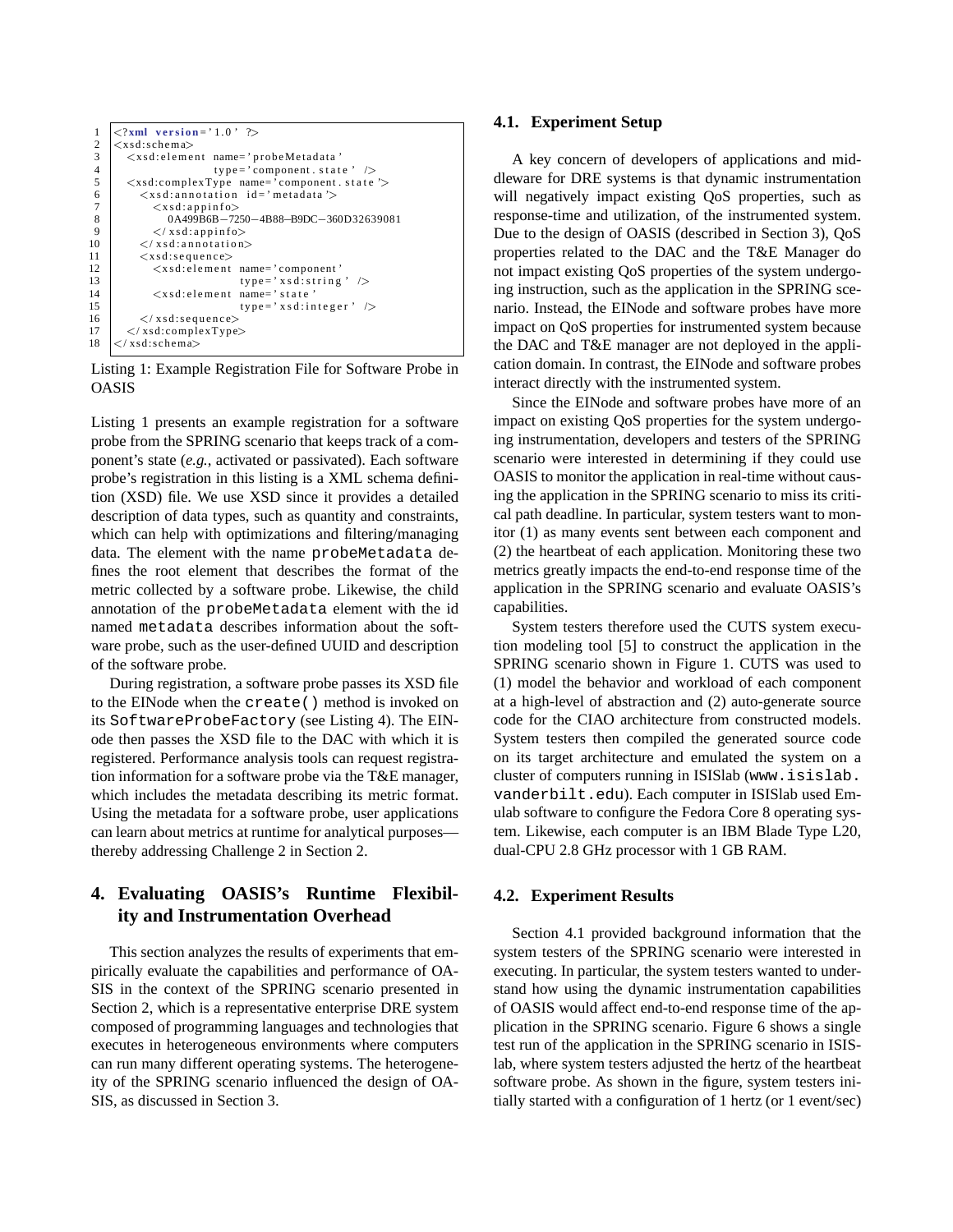```xml
<?xml version='1.0' ?>
<xsd:schema>
  <xsd:element name='probeMetadata'
               type='component.state' />
  <xsd:complexType name='component.state'>
    <xsd:annotation id='metadata'>
      <xsd:appinfo>
        0A499B6B-7250-4B88-B9DC-360D32639081
      </xsd:appinfo>
    </xsd:annotation>
    <xsd:sequence>
      <xsd:element name='component'
                   type='xsd:string' />
      <xsd:element name='state'
                   type='xsd:integer' />
    </xsd:sequence>
  </xsd:complexType>
</xsd:schema>
```

Listing 1: Example Registration File for Software Probe in OASIS

Listing 1 presents an example registration for a software probe from the SPRING scenario that keeps track of a component's state (*e.g.*, activated or passivated). Each software probe's registration in this listing is a XML schema definition (XSD) file. We use XSD since it provides a detailed description of data types, such as quantity and constraints, which can help with optimizations and filtering/managing data. The element with the name `probeMetadata` defines the root element that describes the format of the metric collected by a software probe. Likewise, the child annotation of the `probeMetadata` element with the id named `metadata` describes information about the software probe, such as the user-defined UUID and description of the software probe.

During registration, a software probe passes its XSD file to the EINode when the `create()` method is invoked on its `SoftwareProbeFactory` (see Listing 4). The EINode then passes the XSD file to the DAC with which it is registered. Performance analysis tools can request registration information for a software probe via the T&E manager, which includes the metadata describing its metric format. Using the metadata for a software probe, user applications can learn about metrics at runtime for analytical purposes—thereby addressing Challenge 2 in Section 2.

## 4. Evaluating OASIS's Runtime Flexibility and Instrumentation Overhead

This section analyzes the results of experiments that empirically evaluate the capabilities and performance of OASIS in the context of the SPRING scenario presented in Section 2, which is a representative enterprise DRE system composed of programming languages and technologies that executes in heterogeneous environments where computers can run many different operating systems. The heterogeneity of the SPRING scenario influenced the design of OASIS, as discussed in Section 3.

### 4.1. Experiment Setup

A key concern of developers of applications and middleware for DRE systems is that dynamic instrumentation will negatively impact existing QoS properties, such as response-time and utilization, of the instrumented system. Due to the design of OASIS (described in Section 3), QoS properties related to the DAC and the T&E Manager do not impact existing QoS properties of the system undergoing instruction, such as the application in the SPRING scenario. Instead, the EINode and software probes have more impact on QoS properties for instrumented system because the DAC and T&E manager are not deployed in the application domain. In contrast, the EINode and software probes interact directly with the instrumented system.

Since the EINode and software probes have more of an impact on existing QoS properties for the system undergoing instrumentation, developers and testers of the SPRING scenario were interested in determining if they could use OASIS to monitor the application in real-time without causing the application in the SPRING scenario to miss its critical path deadline. In particular, system testers want to monitor (1) as many events sent between each component and (2) the heartbeat of each application. Monitoring these two metrics greatly impacts the end-to-end response time of the application in the SPRING scenario and evaluate OASIS's capabilities.

System testers therefore used the CUTS system execution modeling tool [5] to construct the application in the SPRING scenario shown in Figure 1. CUTS was used to (1) model the behavior and workload of each component at a high-level of abstraction and (2) auto-generate source code for the CIAO architecture from constructed models. System testers then compiled the generated source code on its target architecture and emulated the system on a cluster of computers running in ISISlab (`www.isislab.vanderbilt.edu`). Each computer in ISISlab used Emulab software to configure the Fedora Core 8 operating system. Likewise, each computer is an IBM Blade Type L20, dual-CPU 2.8 GHz processor with 1 GB RAM.

### 4.2. Experiment Results

Section 4.1 provided background information that the system testers of the SPRING scenario were interested in executing. In particular, the system testers wanted to understand how using the dynamic instrumentation capabilities of OASIS would affect end-to-end response time of the application in the SPRING scenario. Figure 6 shows a single test run of the application in the SPRING scenario in ISISlab, where system testers adjusted the hertz of the heartbeat software probe. As shown in the figure, system testers initially started with a configuration of 1 hertz (or 1 event/sec)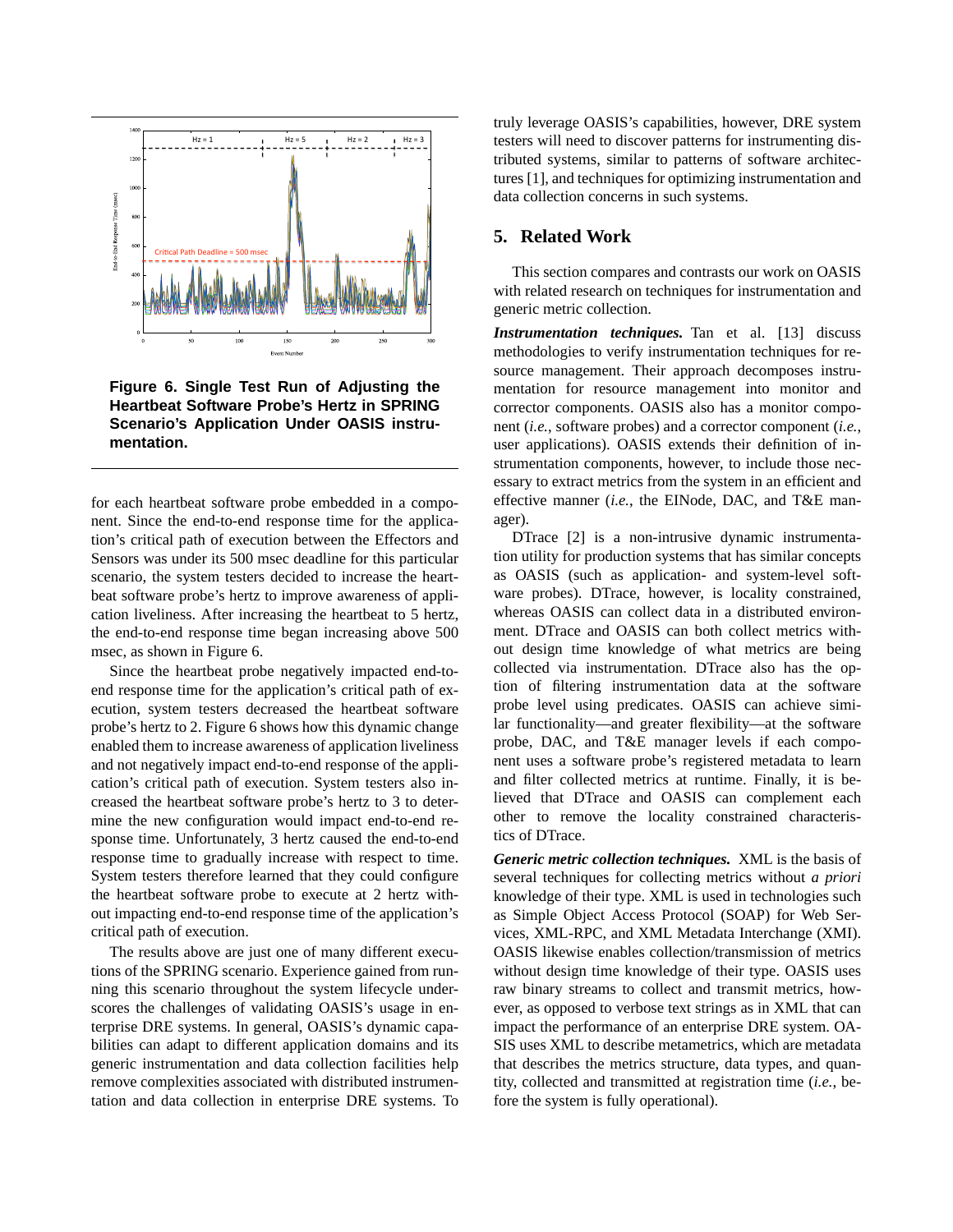1400

Hz = 1

Hz = 5

Hz = 2

Hz = 3

1200

1000

800

600

400

200

0

End-to-End Response Time (msec)

Critical Path Deadline = 500 msec

0

50

100

150

200

250

300

Event Number

**Figure 6. Single Test Run of Adjusting the Heartbeat Software Probe's Hertz in SPRING Scenario's Application Under OASIS instrumentation.**

for each heartbeat software probe embedded in a component. Since the end-to-end response time for the application's critical path of execution between the Effectors and Sensors was under its 500 msec deadline for this particular scenario, the system testers decided to increase the heartbeat software probe's hertz to improve awareness of application liveliness. After increasing the heartbeat to 5 hertz, the end-to-end response time began increasing above 500 msec, as shown in Figure 6.

Since the heartbeat probe negatively impacted end-to-end response time for the application's critical path of execution, system testers decreased the heartbeat software probe's hertz to 2. Figure 6 shows how this dynamic change enabled them to increase awareness of application liveliness and not negatively impact end-to-end response of the application's critical path of execution. System testers also increased the heartbeat software probe's hertz to 3 to determine the new configuration would impact end-to-end response time. Unfortunately, 3 hertz caused the end-to-end response time to gradually increase with respect to time. System testers therefore learned that they could configure the heartbeat software probe to execute at 2 hertz without impacting end-to-end response time of the application's critical path of execution.

The results above are just one of many different executions of the SPRING scenario. Experience gained from running this scenario throughout the system lifecycle underscores the challenges of validating OASIS's usage in enterprise DRE systems. In general, OASIS's dynamic capabilities can adapt to different application domains and its generic instrumentation and data collection facilities help remove complexities associated with distributed instrumentation and data collection in enterprise DRE systems. To truly leverage OASIS's capabilities, however, DRE system testers will need to discover patterns for instrumenting distributed systems, similar to patterns of software architectures [1], and techniques for optimizing instrumentation and data collection concerns in such systems.

## 5. Related Work

This section compares and contrasts our work on OASIS with related research on techniques for instrumentation and generic metric collection.

***Instrumentation techniques.*** Tan et al. [13] discuss methodologies to verify instrumentation techniques for resource management. Their approach decomposes instrumentation for resource management into monitor and corrector components. OASIS also has a monitor component (*i.e.*, software probes) and a corrector component (*i.e.*, user applications). OASIS extends their definition of instrumentation components, however, to include those necessary to extract metrics from the system in an efficient and effective manner (*i.e.*, the EINode, DAC, and T&E manager).

DTrace [2] is a non-intrusive dynamic instrumentation utility for production systems that has similar concepts as OASIS (such as application- and system-level software probes). DTrace, however, is locality constrained, whereas OASIS can collect data in a distributed environment. DTrace and OASIS can both collect metrics without design time knowledge of what metrics are being collected via instrumentation. DTrace also has the option of filtering instrumentation data at the software probe level using predicates. OASIS can achieve similar functionality—and greater flexibility—at the software probe, DAC, and T&E manager levels if each component uses a software probe's registered metadata to learn and filter collected metrics at runtime. Finally, it is believed that DTrace and OASIS can complement each other to remove the locality constrained characteristics of DTrace.

***Generic metric collection techniques.*** XML is the basis of several techniques for collecting metrics without *a priori* knowledge of their type. XML is used in technologies such as Simple Object Access Protocol (SOAP) for Web Services, XML-RPC, and XML Metadata Interchange (XMI). OASIS likewise enables collection/transmission of metrics without design time knowledge of their type. OASIS uses raw binary streams to collect and transmit metrics, however, as opposed to verbose text strings as in XML that can impact the performance of an enterprise DRE system. OASIS uses XML to describe metametrics, which are metadata that describes the metrics structure, data types, and quantity, collected and transmitted at registration time (*i.e.*, before the system is fully operational).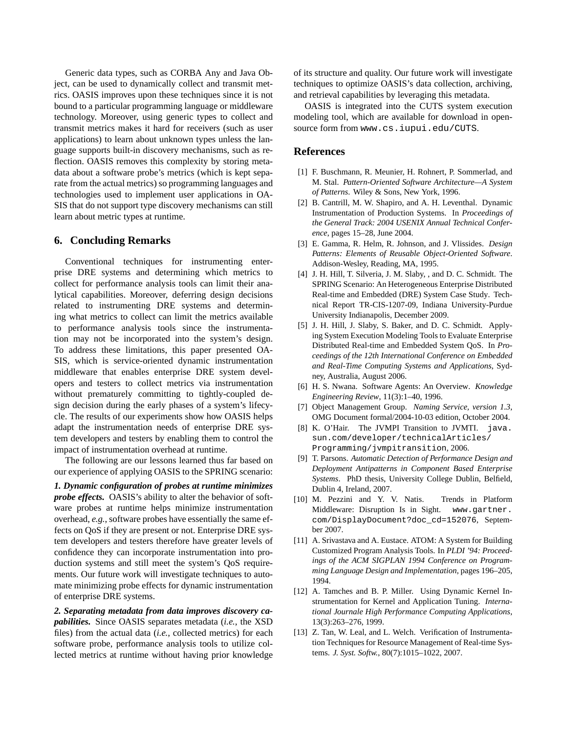Generic data types, such as CORBA Any and Java Object, can be used to dynamically collect and transmit metrics. OASIS improves upon these techniques since it is not bound to a particular programming language or middleware technology. Moreover, using generic types to collect and transmit metrics makes it hard for receivers (such as user applications) to learn about unknown types unless the language supports built-in discovery mechanisms, such as reflection. OASIS removes this complexity by storing metadata about a software probe's metrics (which is kept separate from the actual metrics) so programming languages and technologies used to implement user applications in OASIS that do not support type discovery mechanisms can still learn about metric types at runtime.

## 6. Concluding Remarks

Conventional techniques for instrumenting enterprise DRE systems and determining which metrics to collect for performance analysis tools can limit their analytical capabilities. Moreover, deferring design decisions related to instrumenting DRE systems and determining what metrics to collect can limit the metrics available to performance analysis tools since the instrumentation may not be incorporated into the system's design. To address these limitations, this paper presented OASIS, which is service-oriented dynamic instrumentation middleware that enables enterprise DRE system developers and testers to collect metrics via instrumentation without prematurely committing to tightly-coupled design decision during the early phases of a system's lifecycle. The results of our experiments show how OASIS helps adapt the instrumentation needs of enterprise DRE system developers and testers by enabling them to control the impact of instrumentation overhead at runtime.

The following are our lessons learned thus far based on our experience of applying OASIS to the SPRING scenario:

***1. Dynamic configuration of probes at runtime minimizes probe effects.*** OASIS's ability to alter the behavior of software probes at runtime helps minimize instrumentation overhead, *e.g.*, software probes have essentially the same effects on QoS if they are present or not. Enterprise DRE system developers and testers therefore have greater levels of confidence they can incorporate instrumentation into production systems and still meet the system's QoS requirements. Our future work will investigate techniques to automate minimizing probe effects for dynamic instrumentation of enterprise DRE systems.

***2. Separating metadata from data improves discovery capabilities.*** Since OASIS separates metadata (*i.e.*, the XSD files) from the actual data (*i.e.*, collected metrics) for each software probe, performance analysis tools to utilize collected metrics at runtime without having prior knowledge of its structure and quality. Our future work will investigate techniques to optimize OASIS's data collection, archiving, and retrieval capabilities by leveraging this metadata.

OASIS is integrated into the CUTS system execution modeling tool, which are available for download in open-source form from `www.cs.iupui.edu/CUTS`.

## References

[1] F. Buschmann, R. Meunier, H. Rohnert, P. Sommerlad, and M. Stal. *Pattern-Oriented Software Architecture—A System of Patterns*. Wiley & Sons, New York, 1996.

[2] B. Cantrill, M. W. Shapiro, and A. H. Leventhal. Dynamic Instrumentation of Production Systems. In *Proceedings of the General Track: 2004 USENIX Annual Technical Conference*, pages 15–28, June 2004.

[3] E. Gamma, R. Helm, R. Johnson, and J. Vlissides. *Design Patterns: Elements of Reusable Object-Oriented Software*. Addison-Wesley, Reading, MA, 1995.

[4] J. H. Hill, T. Silveria, J. M. Slaby, , and D. C. Schmidt. The SPRING Scenario: An Heterogeneous Enterprise Distributed Real-time and Embedded (DRE) System Case Study. Technical Report TR-CIS-1207-09, Indiana University-Purdue University Indianapolis, December 2009.

[5] J. H. Hill, J. Slaby, S. Baker, and D. C. Schmidt. Applying System Execution Modeling Tools to Evaluate Enterprise Distributed Real-time and Embedded System QoS. In *Proceedings of the 12th International Conference on Embedded and Real-Time Computing Systems and Applications*, Sydney, Australia, August 2006.

[6] H. S. Nwana. Software Agents: An Overview. *Knowledge Engineering Review*, 11(3):1–40, 1996.

[7] Object Management Group. *Naming Service, version 1.3*, OMG Document formal/2004-10-03 edition, October 2004.

[8] K. O'Hair. The JVMPI Transition to JVMTI. `java.sun.com/developer/technicalArticles/Programming/jvmpitransition`, 2006.

[9] T. Parsons. *Automatic Detection of Performance Design and Deployment Antipatterns in Component Based Enterprise Systems*. PhD thesis, University College Dublin, Belfield, Dublin 4, Ireland, 2007.

[10] M. Pezzini and Y. V. Natis. Trends in Platform Middleware: Disruption Is in Sight. `www.gartner.com/DisplayDocument?doc_cd=152076`, September 2007.

[11] A. Srivastava and A. Eustace. ATOM: A System for Building Customized Program Analysis Tools. In *PLDI '94: Proceedings of the ACM SIGPLAN 1994 Conference on Programming Language Design and Implementation*, pages 196–205, 1994.

[12] A. Tamches and B. P. Miller. Using Dynamic Kernel Instrumentation for Kernel and Application Tuning. *International Journale High Performance Computing Applications*, 13(3):263–276, 1999.

[13] Z. Tan, W. Leal, and L. Welch. Verification of Instrumentation Techniques for Resource Management of Real-time Systems. *J. Syst. Softw.*, 80(7):1015–1022, 2007.